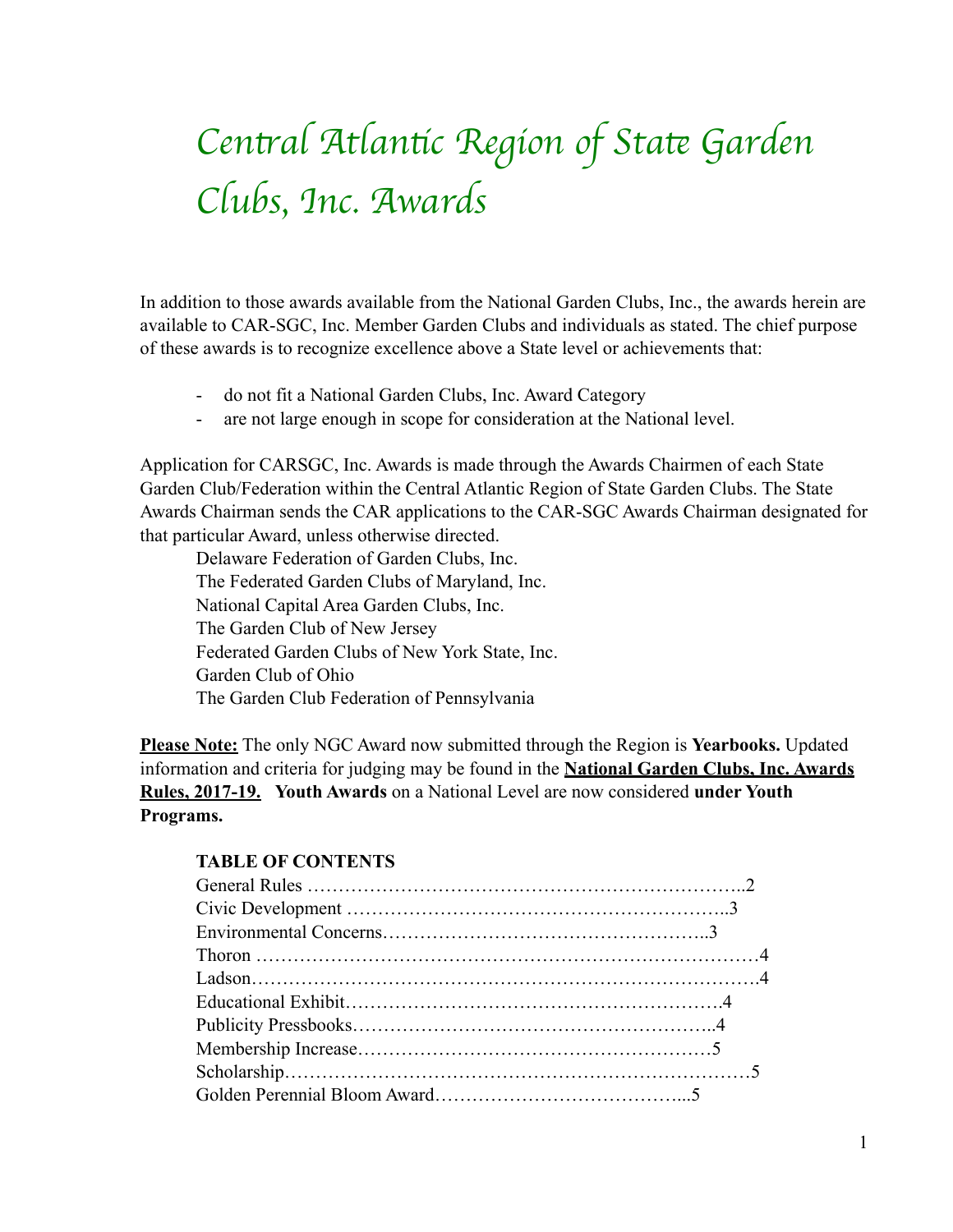# Central Atlantic Region of State Garden Clubs, Inc. Awards

In addition to those awards available from the National Garden Clubs, Inc., the awards herein are available to CAR-SGC, Inc. Member Garden Clubs and individuals as stated. The chief purpose of these awards is to recognize excellence above a State level or achievements that:

- do not fit a National Garden Clubs, Inc. Award Category
- are not large enough in scope for consideration at the National level.

Application for CARSGC, Inc. Awards is made through the Awards Chairmen of each State Garden Club/Federation within the Central Atlantic Region of State Garden Clubs. The State Awards Chairman sends the CAR applications to the CAR-SGC Awards Chairman designated for that particular Award, unless otherwise directed.

Delaware Federation of Garden Clubs, Inc.
The Federated Garden Clubs of Maryland, Inc.
National Capital Area Garden Clubs, Inc.
The Garden Club of New Jersey
Federated Garden Clubs of New York State, Inc.
Garden Club of Ohio
The Garden Club Federation of Pennsylvania

**Please Note:** The only NGC Award now submitted through the Region is **Yearbooks.** Updated information and criteria for judging may be found in the **National Garden Clubs, Inc. Awards Rules, 2017-19.** **Youth Awards** on a National Level are now considered **under Youth Programs.**

**TABLE OF CONTENTS**

General Rules ……………………………………………………………..2
Civic Development …………………………………………………..3
Environmental Concerns…………………………………………..3
Thoron ……………………………………………………………………4
Ladson…………………………………………………………………….4
Educational Exhibit………………………………………………….4
Publicity Pressbooks………………………………………………..4
Membership Increase………………………………………………5
Scholarship……………………………………………………………5
Golden Perennial Bloom Award…………………………………...5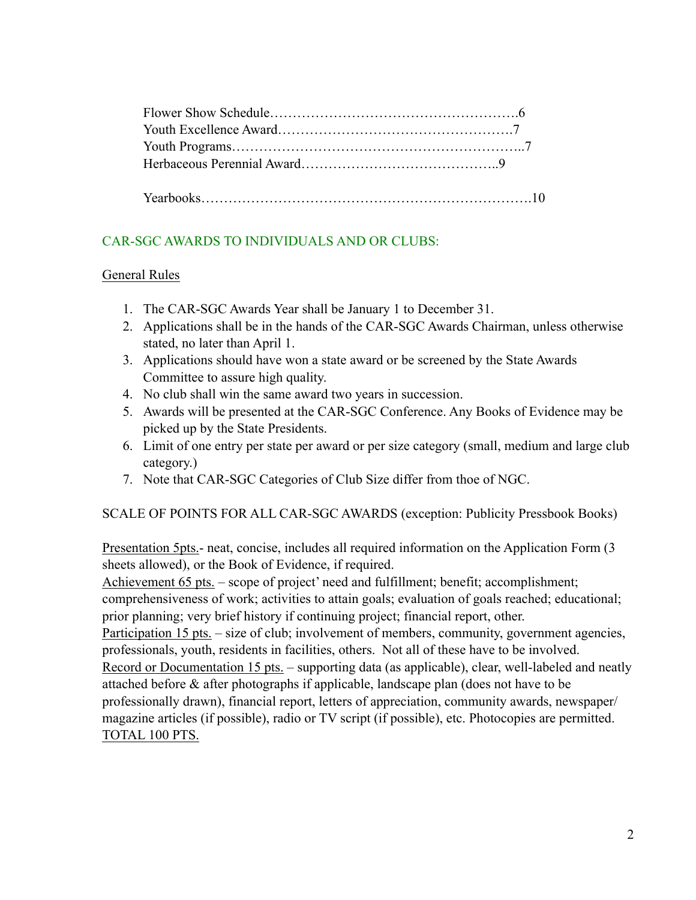Flower Show Schedule……………………………………………….6
Youth Excellence Award…………………………………………….7
Youth Programs……………………………………………………..7
Herbaceous Perennial Award……………………………………..9

Yearbooks………………………………………………………….10

## CAR-SGC AWARDS TO INDIVIDUALS AND OR CLUBS:

### General Rules

1. The CAR-SGC Awards Year shall be January 1 to December 31.
2. Applications shall be in the hands of the CAR-SGC Awards Chairman, unless otherwise stated, no later than April 1.
3. Applications should have won a state award or be screened by the State Awards Committee to assure high quality.
4. No club shall win the same award two years in succession.
5. Awards will be presented at the CAR-SGC Conference. Any Books of Evidence may be picked up by the State Presidents.
6. Limit of one entry per state per award or per size category (small, medium and large club category.)
7. Note that CAR-SGC Categories of Club Size differ from thoe of NGC.

SCALE OF POINTS FOR ALL CAR-SGC AWARDS (exception: Publicity Pressbook Books)

Presentation 5pts.- neat, concise, includes all required information on the Application Form (3 sheets allowed), or the Book of Evidence, if required.
Achievement 65 pts. – scope of project' need and fulfillment; benefit; accomplishment; comprehensiveness of work; activities to attain goals; evaluation of goals reached; educational; prior planning; very brief history if continuing project; financial report, other.
Participation 15 pts. – size of club; involvement of members, community, government agencies, professionals, youth, residents in facilities, others. Not all of these have to be involved.
Record or Documentation 15 pts. – supporting data (as applicable), clear, well-labeled and neatly attached before & after photographs if applicable, landscape plan (does not have to be professionally drawn), financial report, letters of appreciation, community awards, newspaper/ magazine articles (if possible), radio or TV script (if possible), etc. Photocopies are permitted.
TOTAL 100 PTS.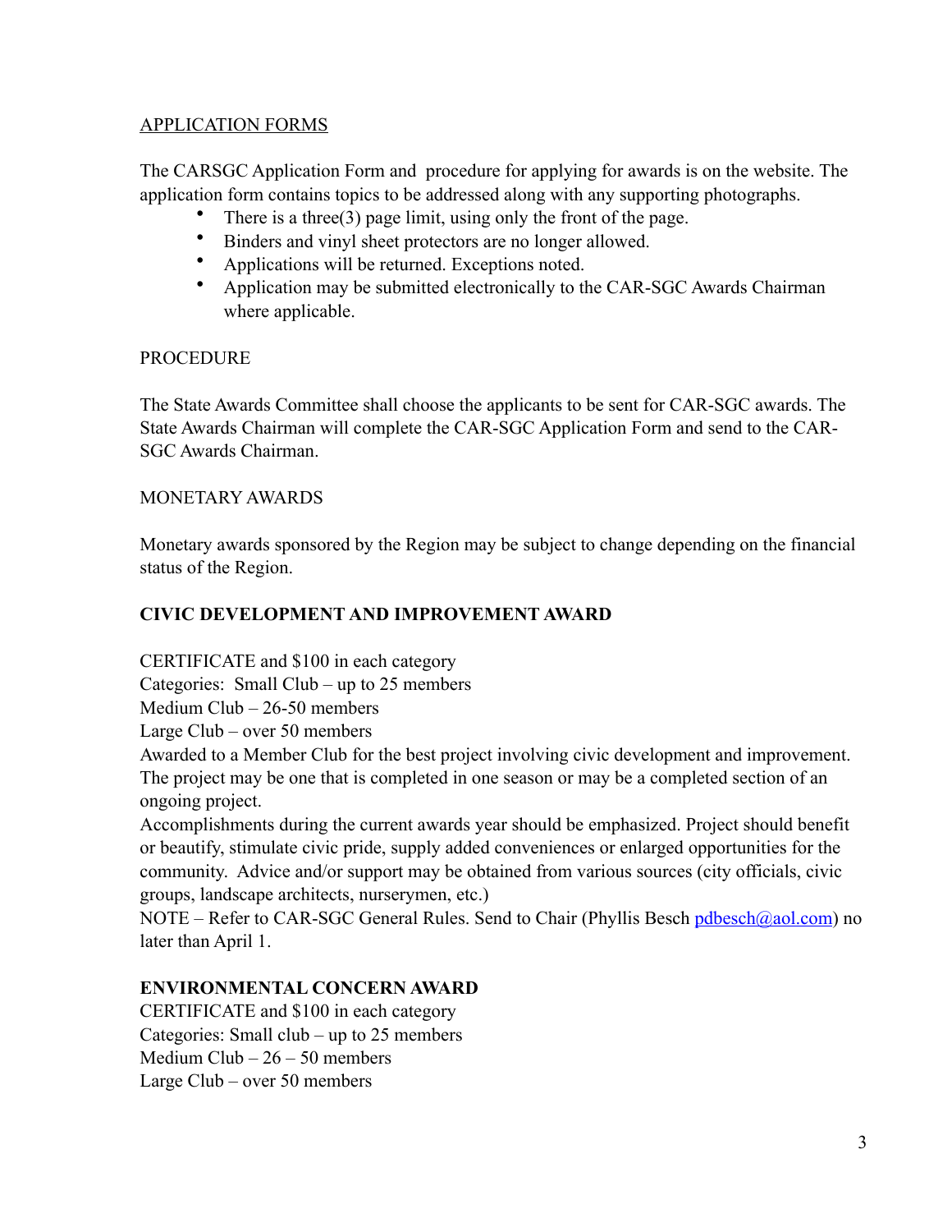APPLICATION FORMS

The CARSGC Application Form and  procedure for applying for awards is on the website. The application form contains topics to be addressed along with any supporting photographs.

- There is a three(3) page limit, using only the front of the page.
- Binders and vinyl sheet protectors are no longer allowed.
- Applications will be returned. Exceptions noted.
- Application may be submitted electronically to the CAR-SGC Awards Chairman where applicable.

PROCEDURE

The State Awards Committee shall choose the applicants to be sent for CAR-SGC awards. The State Awards Chairman will complete the CAR-SGC Application Form and send to the CAR-SGC Awards Chairman.

MONETARY AWARDS

Monetary awards sponsored by the Region may be subject to change depending on the financial status of the Region.

**CIVIC DEVELOPMENT AND IMPROVEMENT AWARD**

CERTIFICATE and $100 in each category
Categories:  Small Club – up to 25 members
Medium Club – 26-50 members
Large Club – over 50 members
Awarded to a Member Club for the best project involving civic development and improvement. The project may be one that is completed in one season or may be a completed section of an ongoing project.
Accomplishments during the current awards year should be emphasized. Project should benefit or beautify, stimulate civic pride, supply added conveniences or enlarged opportunities for the community.  Advice and/or support may be obtained from various sources (city officials, civic groups, landscape architects, nurserymen, etc.)
NOTE – Refer to CAR-SGC General Rules. Send to Chair (Phyllis Besch pdbesch@aol.com) no later than April 1.

**ENVIRONMENTAL CONCERN AWARD**
CERTIFICATE and $100 in each category
Categories: Small club – up to 25 members
Medium Club – 26 – 50 members
Large Club – over 50 members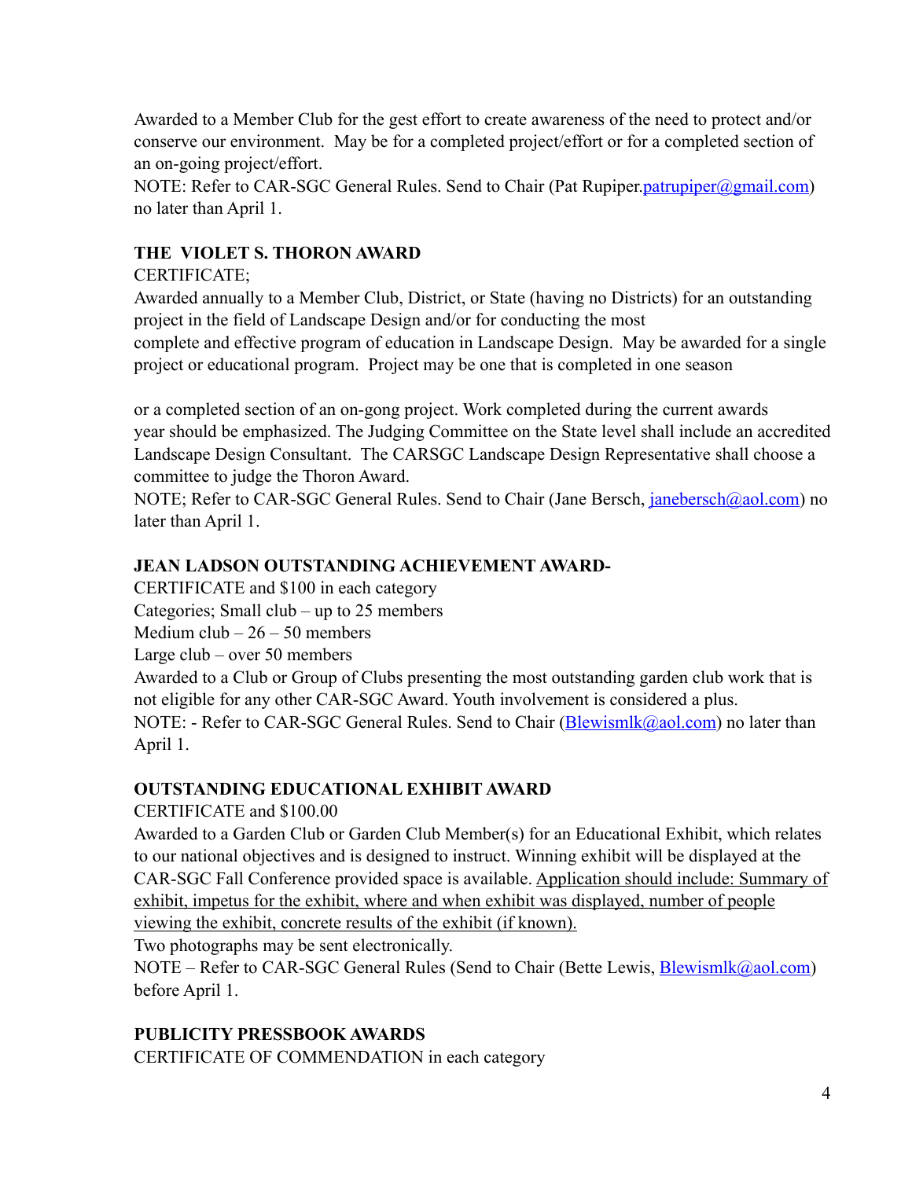Awarded to a Member Club for the gest effort to create awareness of the need to protect and/or conserve our environment. May be for a completed project/effort or for a completed section of an on-going project/effort.
NOTE: Refer to CAR-SGC General Rules. Send to Chair (Pat Rupiper.patrupiper@gmail.com) no later than April 1.

**THE VIOLET S. THORON AWARD**

CERTIFICATE;
Awarded annually to a Member Club, District, or State (having no Districts) for an outstanding project in the field of Landscape Design and/or for conducting the most complete and effective program of education in Landscape Design. May be awarded for a single project or educational program. Project may be one that is completed in one season

or a completed section of an on-gong project. Work completed during the current awards year should be emphasized. The Judging Committee on the State level shall include an accredited Landscape Design Consultant. The CARSGC Landscape Design Representative shall choose a committee to judge the Thoron Award.
NOTE; Refer to CAR-SGC General Rules. Send to Chair (Jane Bersch, janebersch@aol.com) no later than April 1.

**JEAN LADSON OUTSTANDING ACHIEVEMENT AWARD-**

CERTIFICATE and $100 in each category
Categories; Small club – up to 25 members
Medium club – 26 – 50 members
Large club – over 50 members
Awarded to a Club or Group of Clubs presenting the most outstanding garden club work that is not eligible for any other CAR-SGC Award. Youth involvement is considered a plus.
NOTE: - Refer to CAR-SGC General Rules. Send to Chair (Blewismlk@aol.com) no later than April 1.

**OUTSTANDING EDUCATIONAL EXHIBIT AWARD**

CERTIFICATE and $100.00
Awarded to a Garden Club or Garden Club Member(s) for an Educational Exhibit, which relates to our national objectives and is designed to instruct. Winning exhibit will be displayed at the CAR-SGC Fall Conference provided space is available. Application should include: Summary of exhibit, impetus for the exhibit, where and when exhibit was displayed, number of people viewing the exhibit, concrete results of the exhibit (if known).
Two photographs may be sent electronically.
NOTE – Refer to CAR-SGC General Rules (Send to Chair (Bette Lewis, Blewismlk@aol.com) before April 1.

**PUBLICITY PRESSBOOK AWARDS**

CERTIFICATE OF COMMENDATION in each category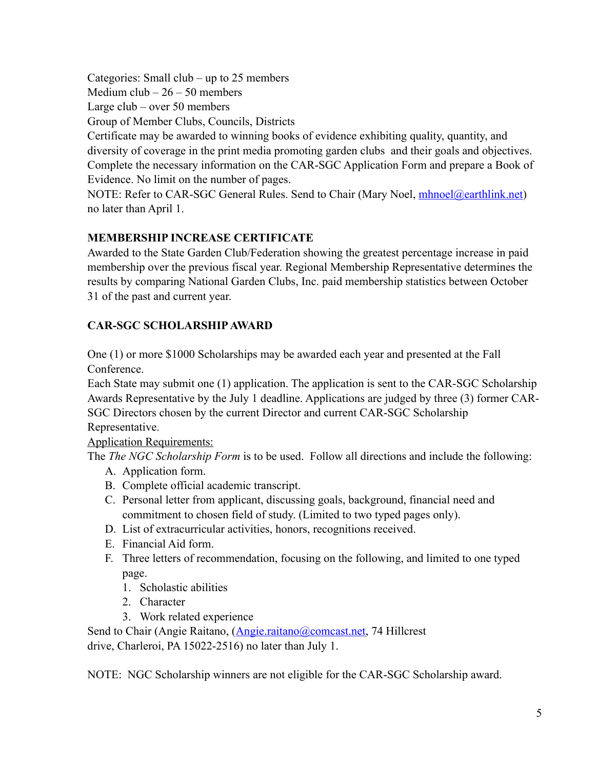Categories: Small club – up to 25 members
Medium club – 26 – 50 members
Large club – over 50 members
Group of Member Clubs, Councils, Districts
Certificate may be awarded to winning books of evidence exhibiting quality, quantity, and diversity of coverage in the print media promoting garden clubs and their goals and objectives. Complete the necessary information on the CAR-SGC Application Form and prepare a Book of Evidence. No limit on the number of pages.
NOTE: Refer to CAR-SGC General Rules. Send to Chair (Mary Noel, mhnoel@earthlink.net) no later than April 1.

**MEMBERSHIP INCREASE CERTIFICATE**

Awarded to the State Garden Club/Federation showing the greatest percentage increase in paid membership over the previous fiscal year. Regional Membership Representative determines the results by comparing National Garden Clubs, Inc. paid membership statistics between October 31 of the past and current year.

**CAR-SGC SCHOLARSHIP AWARD**

One (1) or more $1000 Scholarships may be awarded each year and presented at the Fall Conference.
Each State may submit one (1) application. The application is sent to the CAR-SGC Scholarship Awards Representative by the July 1 deadline. Applications are judged by three (3) former CAR-SGC Directors chosen by the current Director and current CAR-SGC Scholarship Representative.

Application Requirements:

The *The NGC Scholarship Form* is to be used. Follow all directions and include the following:

A. Application form.
B. Complete official academic transcript.
C. Personal letter from applicant, discussing goals, background, financial need and commitment to chosen field of study. (Limited to two typed pages only).
D. List of extracurricular activities, honors, recognitions received.
E. Financial Aid form.
F. Three letters of recommendation, focusing on the following, and limited to one typed page.
   1. Scholastic abilities
   2. Character
   3. Work related experience

Send to Chair (Angie Raitano, (Angie.raitano@comcast.net, 74 Hillcrest drive, Charleroi, PA 15022-2516) no later than July 1.

NOTE: NGC Scholarship winners are not eligible for the CAR-SGC Scholarship award.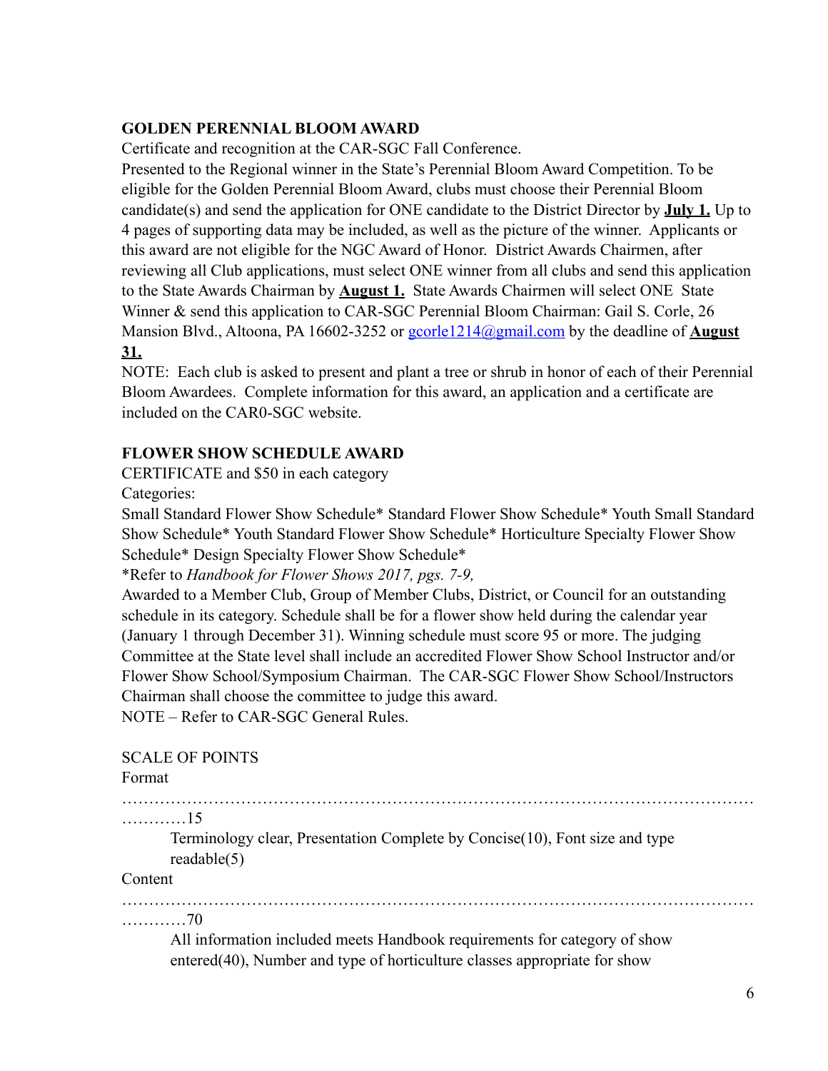**GOLDEN PERENNIAL BLOOM AWARD**

Certificate and recognition at the CAR-SGC Fall Conference.

Presented to the Regional winner in the State's Perennial Bloom Award Competition. To be eligible for the Golden Perennial Bloom Award, clubs must choose their Perennial Bloom candidate(s) and send the application for ONE candidate to the District Director by **July 1.** Up to 4 pages of supporting data may be included, as well as the picture of the winner. Applicants or this award are not eligible for the NGC Award of Honor. District Awards Chairmen, after reviewing all Club applications, must select ONE winner from all clubs and send this application to the State Awards Chairman by **August 1.** State Awards Chairmen will select ONE State Winner & send this application to CAR-SGC Perennial Bloom Chairman: Gail S. Corle, 26 Mansion Blvd., Altoona, PA 16602-3252 or gcorle1214@gmail.com by the deadline of **August 31.**

NOTE: Each club is asked to present and plant a tree or shrub in honor of each of their Perennial Bloom Awardees. Complete information for this award, an application and a certificate are included on the CAR0-SGC website.

**FLOWER SHOW SCHEDULE AWARD**

CERTIFICATE and $50 in each category

Categories:

Small Standard Flower Show Schedule* Standard Flower Show Schedule* Youth Small Standard Show Schedule* Youth Standard Flower Show Schedule* Horticulture Specialty Flower Show Schedule* Design Specialty Flower Show Schedule*

*Refer to *Handbook for Flower Shows 2017, pgs. 7-9,*

Awarded to a Member Club, Group of Member Clubs, District, or Council for an outstanding schedule in its category. Schedule shall be for a flower show held during the calendar year (January 1 through December 31). Winning schedule must score 95 or more. The judging Committee at the State level shall include an accredited Flower Show School Instructor and/or Flower Show School/Symposium Chairman. The CAR-SGC Flower Show School/Instructors Chairman shall choose the committee to judge this award.

NOTE – Refer to CAR-SGC General Rules.

SCALE OF POINTS

Format …………15

Terminology clear, Presentation Complete by Concise(10), Font size and type readable(5)

Content …………70

All information included meets Handbook requirements for category of show entered(40), Number and type of horticulture classes appropriate for show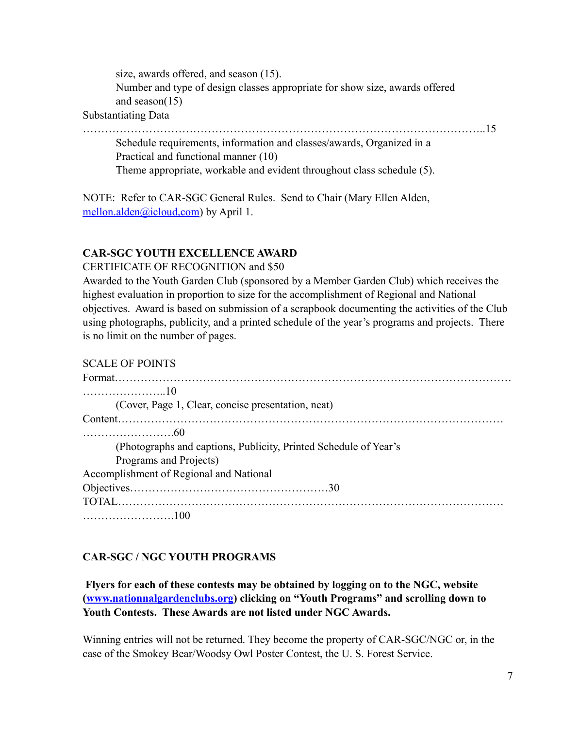size, awards offered, and season (15).

Number and type of design classes appropriate for show size, awards offered and season(15)

Substantiating Data …………………………………………………………………………………………..15

Schedule requirements, information and classes/awards, Organized in a Practical and functional manner (10)

Theme appropriate, workable and evident throughout class schedule (5).

NOTE: Refer to CAR-SGC General Rules. Send to Chair (Mary Ellen Alden, [mellon.alden@icloud,com](mailto:mellon.alden@icloud,com)) by April 1.

**CAR-SGC YOUTH EXCELLENCE AWARD**

CERTIFICATE OF RECOGNITION and $50

Awarded to the Youth Garden Club (sponsored by a Member Garden Club) which receives the highest evaluation in proportion to size for the accomplishment of Regional and National objectives. Award is based on submission of a scrapbook documenting the activities of the Club using photographs, publicity, and a printed schedule of the year's programs and projects. There is no limit on the number of pages.

SCALE OF POINTS

Format………………………………………………………………………………………………………………..10

(Cover, Page 1, Clear, concise presentation, neat)

Content……………………………………………………………………………………………………………….60

(Photographs and captions, Publicity, Printed Schedule of Year's Programs and Projects)

Accomplishment of Regional and National Objectives………………………………………………30

TOTAL……………………………………………………………………………………………………………….100

**CAR-SGC / NGC YOUTH PROGRAMS**

**Flyers for each of these contests may be obtained by logging on to the NGC, website ([www.nationnalgardenclubs.org](http://www.nationnalgardenclubs.org)) clicking on "Youth Programs" and scrolling down to Youth Contests. These Awards are not listed under NGC Awards.**

Winning entries will not be returned. They become the property of CAR-SGC/NGC or, in the case of the Smokey Bear/Woodsy Owl Poster Contest, the U. S. Forest Service.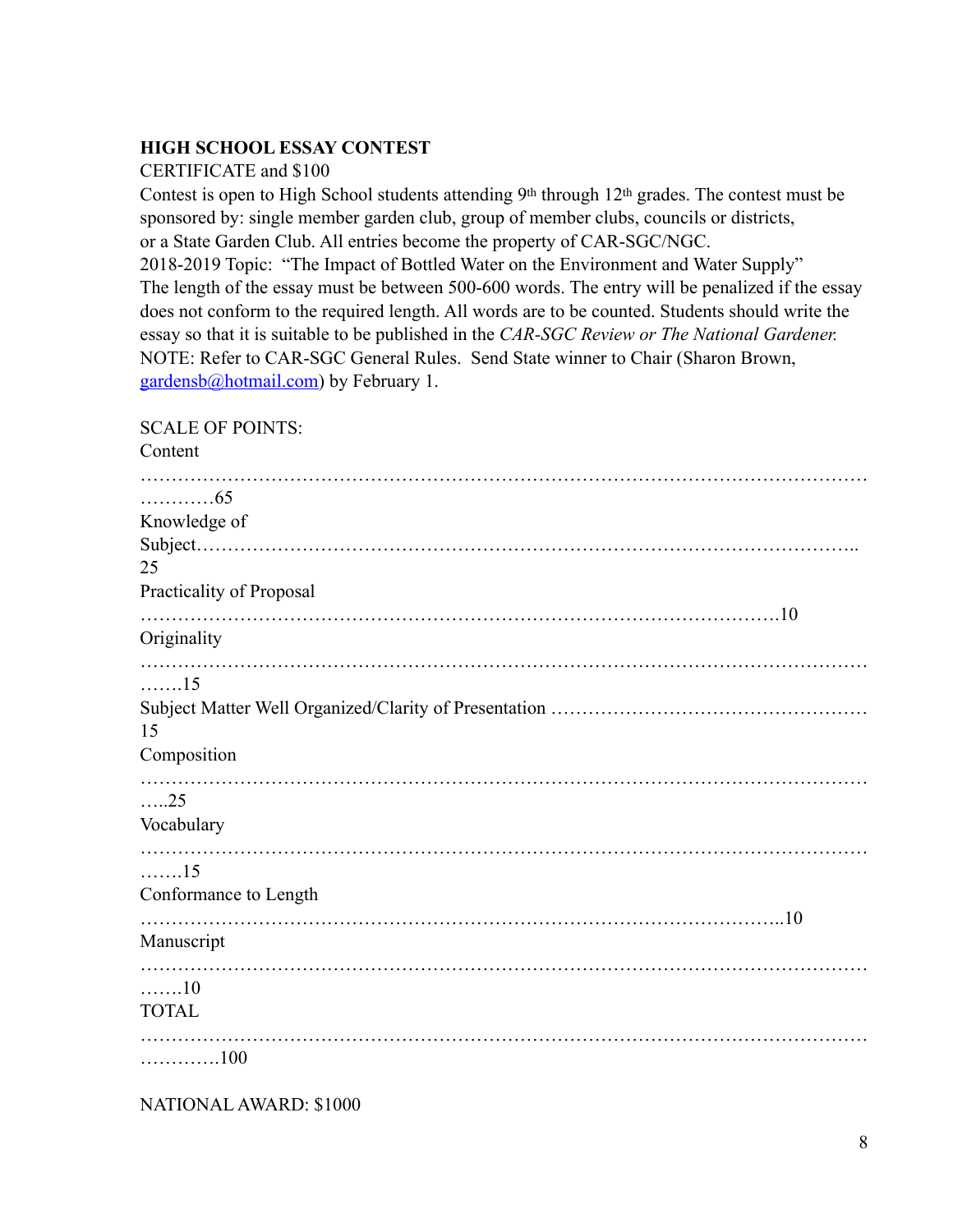**HIGH SCHOOL ESSAY CONTEST**

CERTIFICATE and $100

Contest is open to High School students attending 9th through 12th grades. The contest must be sponsored by: single member garden club, group of member clubs, councils or districts, or a State Garden Club. All entries become the property of CAR-SGC/NGC.

2018-2019 Topic: "The Impact of Bottled Water on the Environment and Water Supply"

The length of the essay must be between 500-600 words. The entry will be penalized if the essay does not conform to the required length. All words are to be counted. Students should write the essay so that it is suitable to be published in the *CAR-SGC Review or The National Gardener.*

NOTE: Refer to CAR-SGC General Rules. Send State winner to Chair (Sharon Brown, gardensb@hotmail.com) by February 1.

SCALE OF POINTS:

Content …………65

Knowledge of Subject…… 25

Practicality of Proposal ……10

Originality …….15

Subject Matter Well Organized/Clarity of Presentation …… 15

Composition …..25

Vocabulary …….15

Conformance to Length ……..10

Manuscript …….10

TOTAL ………….100

NATIONAL AWARD: $1000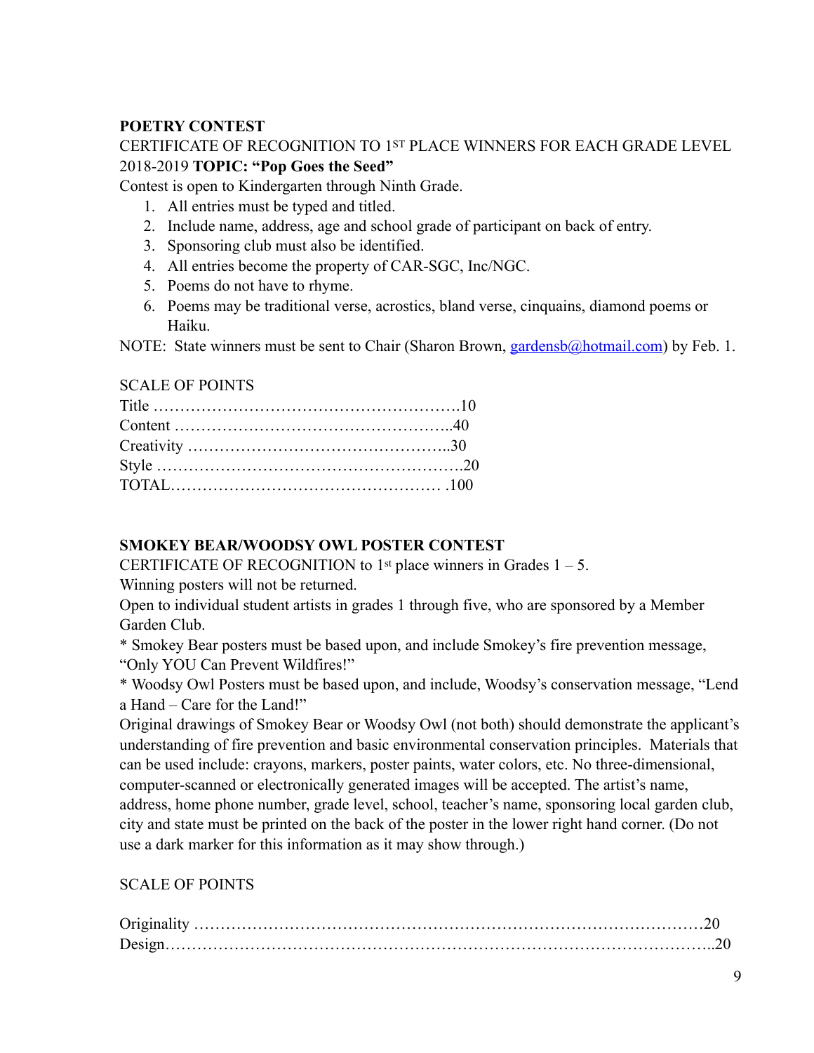**POETRY CONTEST**

CERTIFICATE OF RECOGNITION TO 1ST PLACE WINNERS FOR EACH GRADE LEVEL

2018-2019 **TOPIC: "Pop Goes the Seed"**

Contest is open to Kindergarten through Ninth Grade.

1. All entries must be typed and titled.
2. Include name, address, age and school grade of participant on back of entry.
3. Sponsoring club must also be identified.
4. All entries become the property of CAR-SGC, Inc/NGC.
5. Poems do not have to rhyme.
6. Poems may be traditional verse, acrostics, bland verse, cinquains, diamond poems or Haiku.

NOTE: State winners must be sent to Chair (Sharon Brown, gardensb@hotmail.com) by Feb. 1.

SCALE OF POINTS

Title …………………………………………………10
Content ……………………………………………..40
Creativity ………………………………………..30
Style ………………………………………………….20
TOTAL…………………………………………… .100

**SMOKEY BEAR/WOODSY OWL POSTER CONTEST**

CERTIFICATE OF RECOGNITION to 1st place winners in Grades 1 – 5.

Winning posters will not be returned.

Open to individual student artists in grades 1 through five, who are sponsored by a Member Garden Club.

* Smokey Bear posters must be based upon, and include Smokey's fire prevention message, "Only YOU Can Prevent Wildfires!"

* Woodsy Owl Posters must be based upon, and include, Woodsy's conservation message, "Lend a Hand – Care for the Land!"

Original drawings of Smokey Bear or Woodsy Owl (not both) should demonstrate the applicant's understanding of fire prevention and basic environmental conservation principles. Materials that can be used include: crayons, markers, poster paints, water colors, etc. No three-dimensional, computer-scanned or electronically generated images will be accepted. The artist's name, address, home phone number, grade level, school, teacher's name, sponsoring local garden club, city and state must be printed on the back of the poster in the lower right hand corner. (Do not use a dark marker for this information as it may show through.)

SCALE OF POINTS

Originality ……………………………………………………………………………20
Design……………………………………………………………………………………..20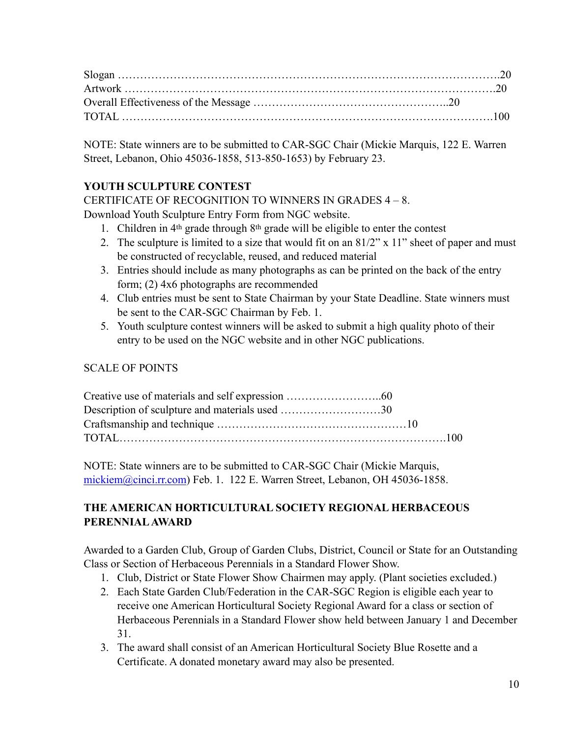Slogan ………………………………………………………………………………………….20
Artwork ………………………………………………………………………………………….20
Overall Effectiveness of the Message …………………………………………..20
TOTAL ………………………………………………………………………………………100

NOTE: State winners are to be submitted to CAR-SGC Chair (Mickie Marquis, 122 E. Warren Street, Lebanon, Ohio 45036-1858, 513-850-1653) by February 23.

**YOUTH SCULPTURE CONTEST**

CERTIFICATE OF RECOGNITION TO WINNERS IN GRADES 4 – 8.
Download Youth Sculpture Entry Form from NGC website.

1. Children in 4th grade through 8th grade will be eligible to enter the contest
2. The sculpture is limited to a size that would fit on an 81/2" x 11" sheet of paper and must be constructed of recyclable, reused, and reduced material
3. Entries should include as many photographs as can be printed on the back of the entry form; (2) 4x6 photographs are recommended
4. Club entries must be sent to State Chairman by your State Deadline. State winners must be sent to the CAR-SGC Chairman by Feb. 1.
5. Youth sculpture contest winners will be asked to submit a high quality photo of their entry to be used on the NGC website and in other NGC publications.

SCALE OF POINTS

Creative use of materials and self expression ……………………..60
Description of sculpture and materials used ………………………30
Craftsmanship and technique ……………………………………………10
TOTAL……………………………………………………………………….100

NOTE: State winners are to be submitted to CAR-SGC Chair (Mickie Marquis, mickiem@cinci.rr.com) Feb. 1. 122 E. Warren Street, Lebanon, OH 45036-1858.

**THE AMERICAN HORTICULTURAL SOCIETY REGIONAL HERBACEOUS PERENNIAL AWARD**

Awarded to a Garden Club, Group of Garden Clubs, District, Council or State for an Outstanding Class or Section of Herbaceous Perennials in a Standard Flower Show.

1. Club, District or State Flower Show Chairmen may apply. (Plant societies excluded.)
2. Each State Garden Club/Federation in the CAR-SGC Region is eligible each year to receive one American Horticultural Society Regional Award for a class or section of Herbaceous Perennials in a Standard Flower show held between January 1 and December 31.
3. The award shall consist of an American Horticultural Society Blue Rosette and a Certificate. A donated monetary award may also be presented.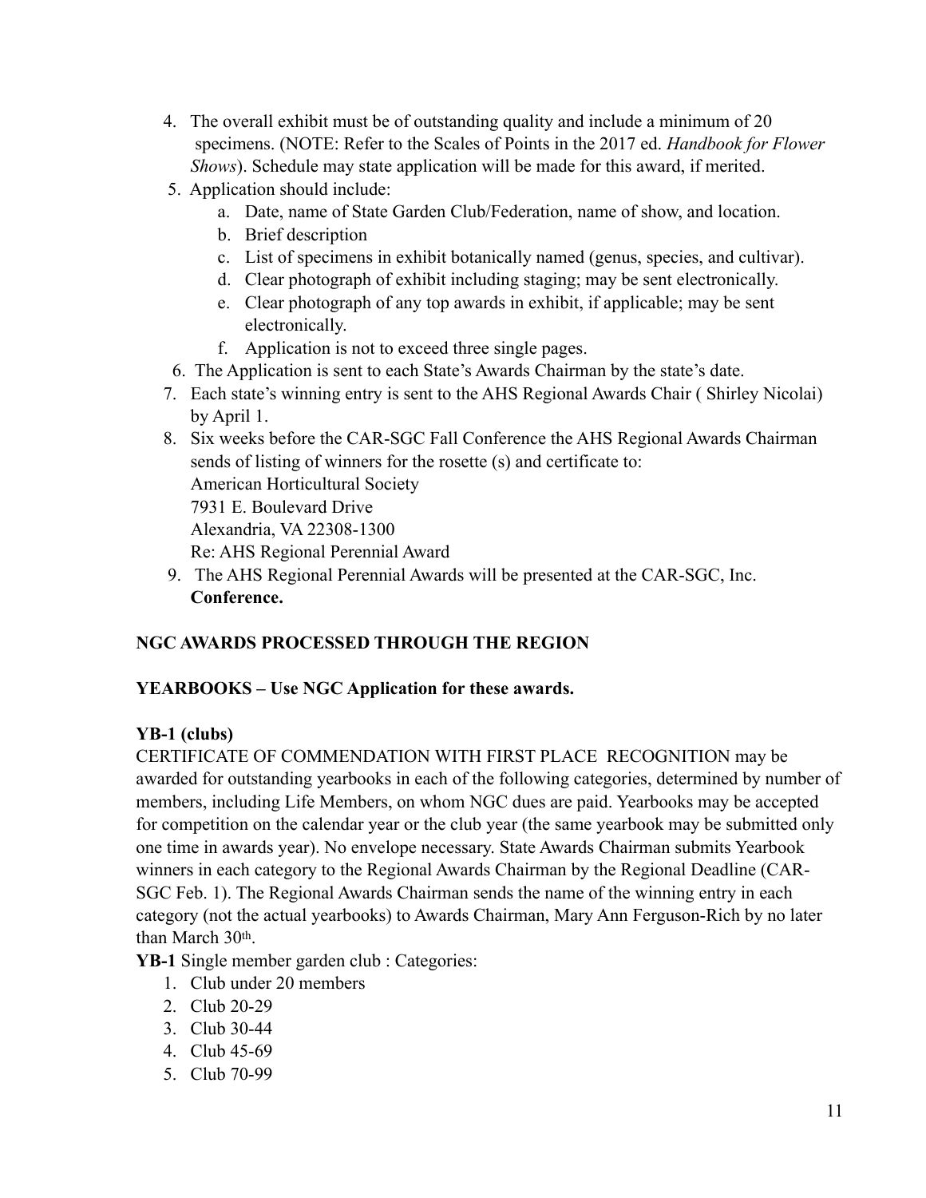4. The overall exhibit must be of outstanding quality and include a minimum of 20 specimens. (NOTE: Refer to the Scales of Points in the 2017 ed. *Handbook for Flower Shows*). Schedule may state application will be made for this award, if merited.
5. Application should include:
   a. Date, name of State Garden Club/Federation, name of show, and location.
   b. Brief description
   c. List of specimens in exhibit botanically named (genus, species, and cultivar).
   d. Clear photograph of exhibit including staging; may be sent electronically.
   e. Clear photograph of any top awards in exhibit, if applicable; may be sent electronically.
   f. Application is not to exceed three single pages.
6. The Application is sent to each State's Awards Chairman by the state's date.
7. Each state's winning entry is sent to the AHS Regional Awards Chair ( Shirley Nicolai) by April 1.
8. Six weeks before the CAR-SGC Fall Conference the AHS Regional Awards Chairman sends of listing of winners for the rosette (s) and certificate to:
   American Horticultural Society
   7931 E. Boulevard Drive
   Alexandria, VA 22308-1300
   Re: AHS Regional Perennial Award
9. The AHS Regional Perennial Awards will be presented at the CAR-SGC, Inc. **Conference.**

**NGC AWARDS PROCESSED THROUGH THE REGION**

**YEARBOOKS – Use NGC Application for these awards.**

**YB-1 (clubs)**

CERTIFICATE OF COMMENDATION WITH FIRST PLACE RECOGNITION may be awarded for outstanding yearbooks in each of the following categories, determined by number of members, including Life Members, on whom NGC dues are paid. Yearbooks may be accepted for competition on the calendar year or the club year (the same yearbook may be submitted only one time in awards year). No envelope necessary. State Awards Chairman submits Yearbook winners in each category to the Regional Awards Chairman by the Regional Deadline (CAR-SGC Feb. 1). The Regional Awards Chairman sends the name of the winning entry in each category (not the actual yearbooks) to Awards Chairman, Mary Ann Ferguson-Rich by no later than March 30th.

**YB-1** Single member garden club : Categories:

1. Club under 20 members
2. Club 20-29
3. Club 30-44
4. Club 45-69
5. Club 70-99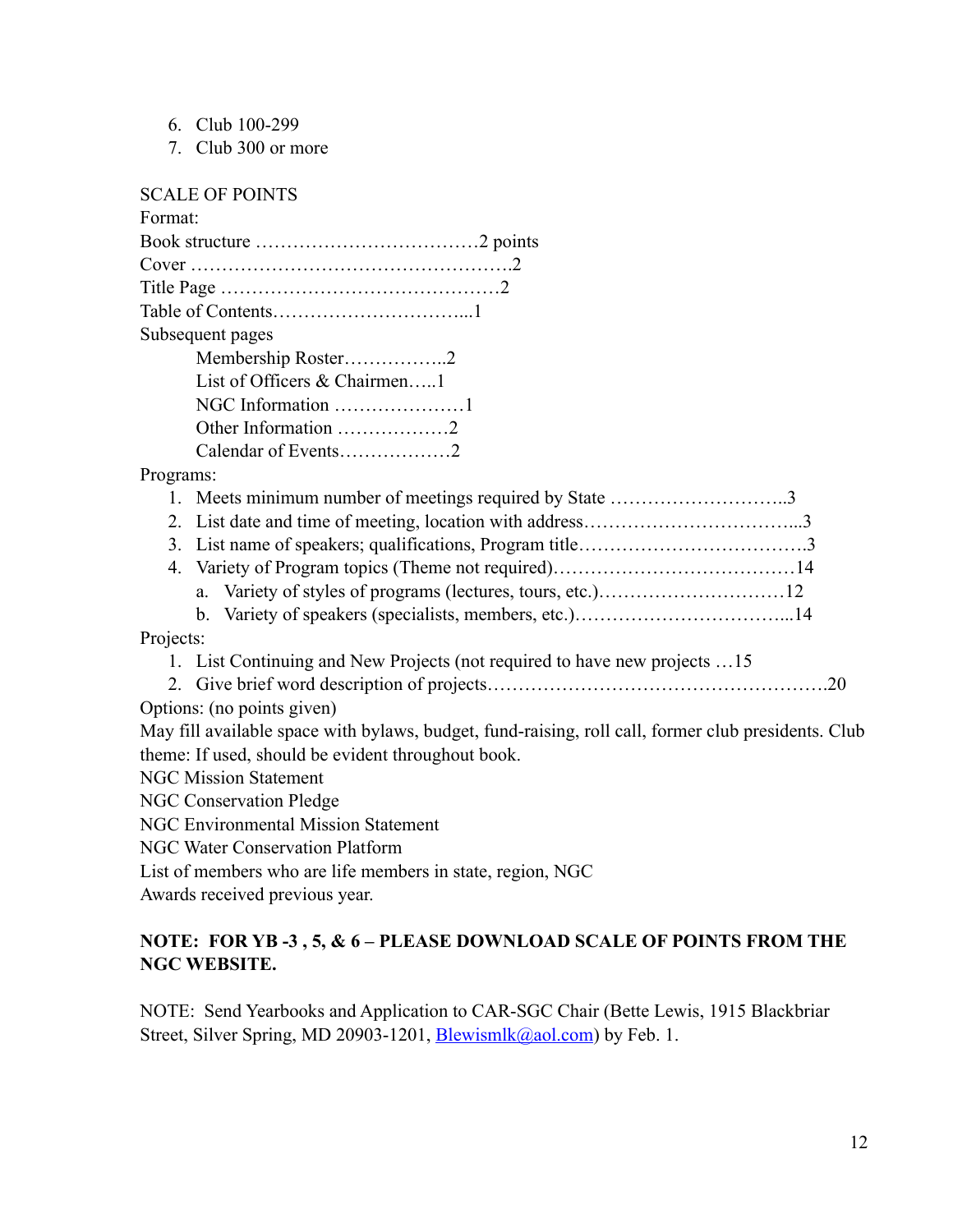6. Club 100-299
7. Club 300 or more

SCALE OF POINTS

Format:

Book structure ………………………………2 points

Cover ………………………………………….2

Title Page ……………………………………2

Table of Contents…………………………...1

Subsequent pages

- Membership Roster……………..2
- List of Officers & Chairmen…..1
- NGC Information …………………1
- Other Information ………………2
- Calendar of Events………………2

Programs:

1. Meets minimum number of meetings required by State ………………………..3
2. List date and time of meeting, location with address……………………………...3
3. List name of speakers; qualifications, Program title……………………………….3
4. Variety of Program topics (Theme not required)…………………………………14
   a. Variety of styles of programs (lectures, tours, etc.)…………………………12
   b. Variety of speakers (specialists, members, etc.)……………………………...14

Projects:

1. List Continuing and New Projects (not required to have new projects …15
2. Give brief word description of projects……………………………………………….20

Options: (no points given)

May fill available space with bylaws, budget, fund-raising, roll call, former club presidents. Club theme: If used, should be evident throughout book.

NGC Mission Statement

NGC Conservation Pledge

NGC Environmental Mission Statement

NGC Water Conservation Platform

List of members who are life members in state, region, NGC

Awards received previous year.

**NOTE: FOR YB -3 , 5, & 6 – PLEASE DOWNLOAD SCALE OF POINTS FROM THE NGC WEBSITE.**

NOTE: Send Yearbooks and Application to CAR-SGC Chair (Bette Lewis, 1915 Blackbriar Street, Silver Spring, MD 20903-1201, Blewismlk@aol.com) by Feb. 1.